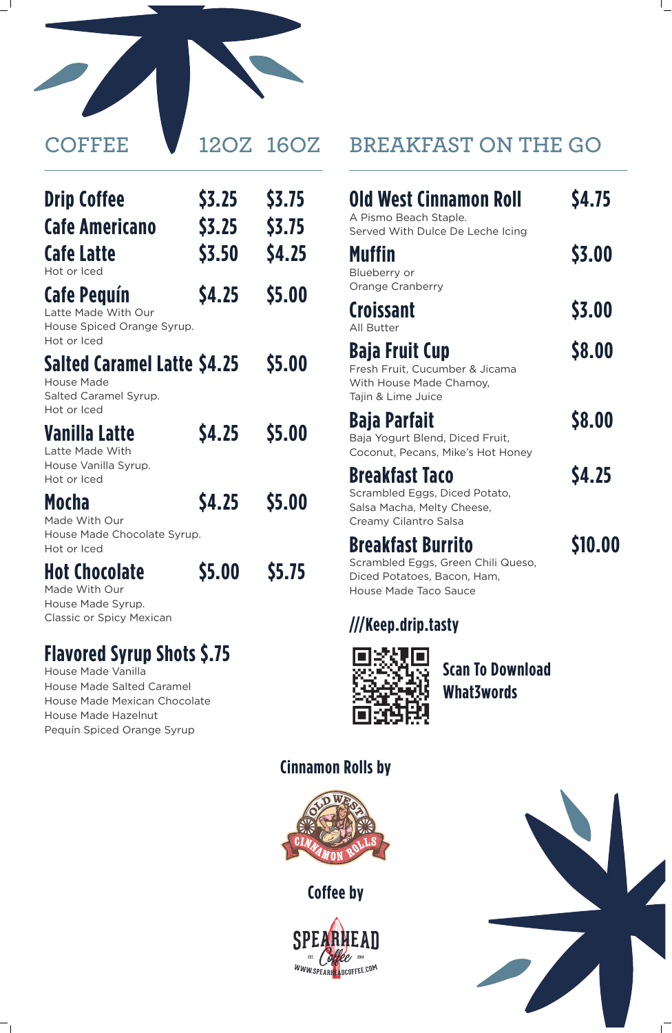## COFFEE

| Item | 12OZ | 16OZ |
| --- | --- | --- |
| **Drip Coffee** | $3.25 | $3.75 |
| **Cafe Americano** | $3.25 | $3.75 |
| **Cafe Latte**<br>Hot or Iced | $3.50 | $4.25 |
| **Cafe Pequín**<br>Latte Made With Our House Spiced Orange Syrup. Hot or Iced | $4.25 | $5.00 |
| **Salted Caramel Latte**<br>House Made Salted Caramel Syrup. Hot or Iced | $4.25 | $5.00 |
| **Vanilla Latte**<br>Latte Made With House Vanilla Syrup. Hot or Iced | $4.25 | $5.00 |
| **Mocha**<br>Made With Our House Made Chocolate Syrup. Hot or Iced | $4.25 | $5.00 |
| **Hot Chocolate**<br>Made With Our House Made Syrup. Classic or Spicy Mexican | $5.00 | $5.75 |

### Flavored Syrup Shots $.75

House Made Vanilla
House Made Salted Caramel
House Made Mexican Chocolate
House Made Hazelnut
Pequín Spiced Orange Syrup

## BREAKFAST ON THE GO

**Old West Cinnamon Roll** — $4.75
A Pismo Beach Staple.
Served With Dulce De Leche Icing

**Muffin** — $3.00
Blueberry or
Orange Cranberry

**Croissant** — $3.00
All Butter

**Baja Fruit Cup** — $8.00
Fresh Fruit, Cucumber & Jicama
With House Made Chamoy,
Tajin & Lime Juice

**Baja Parfait** — $8.00
Baja Yogurt Blend, Diced Fruit,
Coconut, Pecans, Mike's Hot Honey

**Breakfast Taco** — $4.25
Scrambled Eggs, Diced Potato,
Salsa Macha, Melty Cheese,
Creamy Cilantro Salsa

**Breakfast Burrito** — $10.00
Scrambled Eggs, Green Chili Queso,
Diced Potatoes, Bacon, Ham,
House Made Taco Sauce

**///Keep.drip.tasty**

**Scan To Download What3words**

**Cinnamon Rolls by**

OLD WEST CINNAMON ROLLS

**Coffee by**

SPEARHEAD Coffee
EST. 2014
WWW.SPEARHEADCOFFEE.COM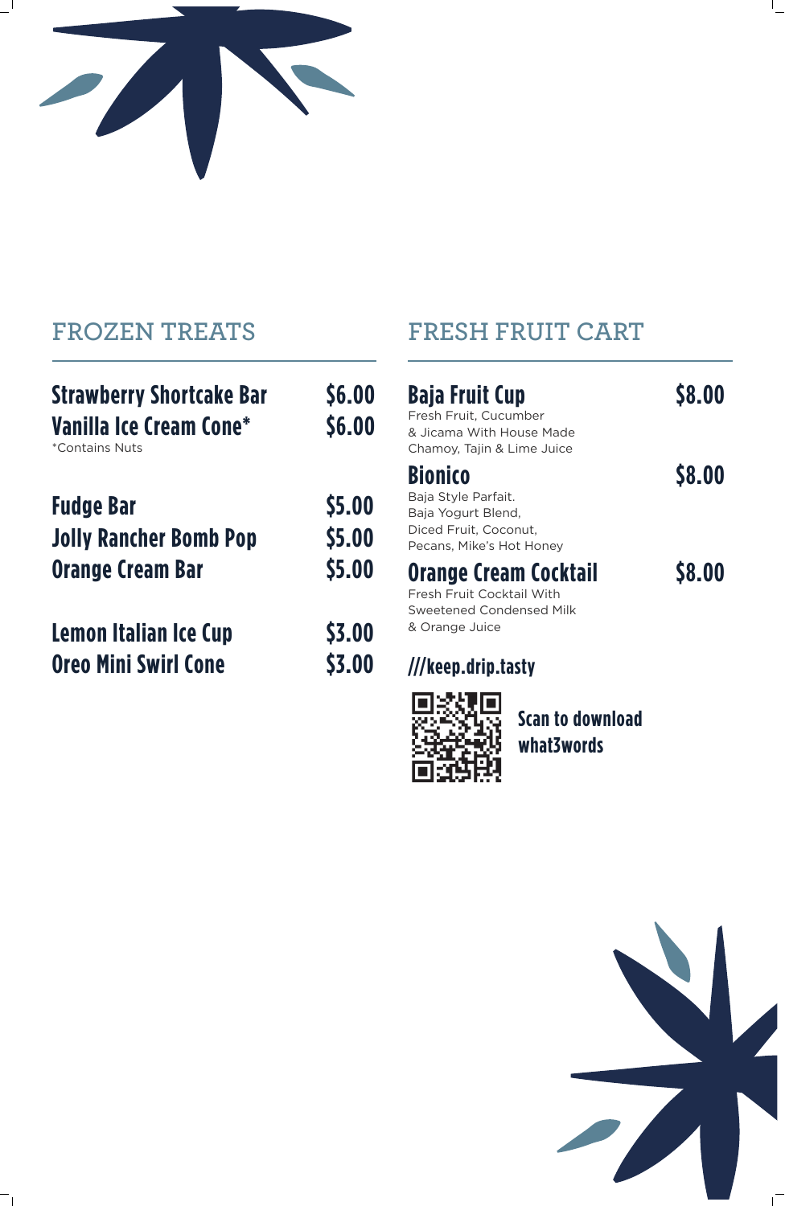## FROZEN TREATS

| | |
|---|---|
| **Strawberry Shortcake Bar** | **$6.00** |
| **Vanilla Ice Cream Cone*** | **$6.00** |

*Contains Nuts

| | |
|---|---|
| **Fudge Bar** | **$5.00** |
| **Jolly Rancher Bomb Pop** | **$5.00** |
| **Orange Cream Bar** | **$5.00** |

| | |
|---|---|
| **Lemon Italian Ice Cup** | **$3.00** |
| **Oreo Mini Swirl Cone** | **$3.00** |

## FRESH FRUIT CART

**Baja Fruit Cup** — **$8.00**
Fresh Fruit, Cucumber & Jicama With House Made Chamoy, Tajin & Lime Juice

**Bionico** — **$8.00**
Baja Style Parfait. Baja Yogurt Blend, Diced Fruit, Coconut, Pecans, Mike's Hot Honey

**Orange Cream Cocktail** — **$8.00**
Fresh Fruit Cocktail With Sweetened Condensed Milk & Orange Juice

**///keep.drip.tasty**

**Scan to download what3words**